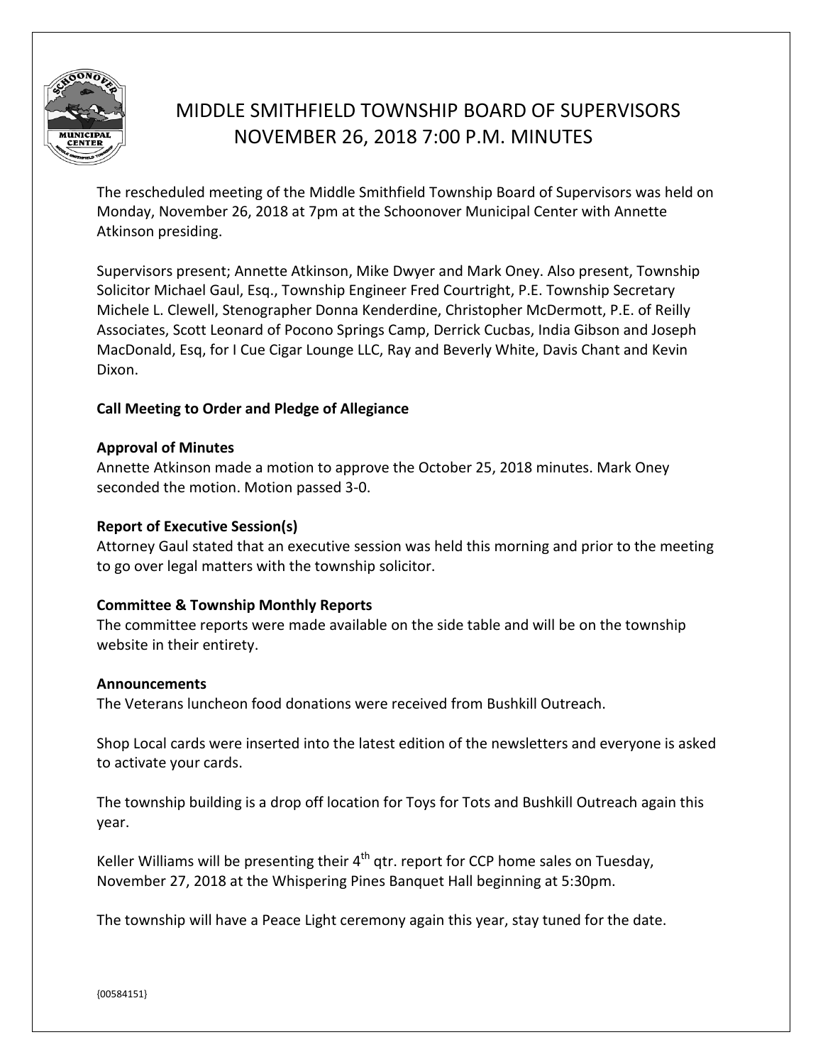# MIDDLE SMITHFIELD TOWNSHIP BOARD OF SUPERVISORS
## NOVEMBER 26, 2018 7:00 P.M. MINUTES

The rescheduled meeting of the Middle Smithfield Township Board of Supervisors was held on Monday, November 26, 2018 at 7pm at the Schoonover Municipal Center with Annette Atkinson presiding.

Supervisors present; Annette Atkinson, Mike Dwyer and Mark Oney. Also present, Township Solicitor Michael Gaul, Esq., Township Engineer Fred Courtright, P.E. Township Secretary Michele L. Clewell, Stenographer Donna Kenderdine, Christopher McDermott, P.E. of Reilly Associates, Scott Leonard of Pocono Springs Camp, Derrick Cucbas, India Gibson and Joseph MacDonald, Esq, for I Cue Cigar Lounge LLC, Ray and Beverly White, Davis Chant and Kevin Dixon.

**Call Meeting to Order and Pledge of Allegiance**

**Approval of Minutes**

Annette Atkinson made a motion to approve the October 25, 2018 minutes. Mark Oney seconded the motion. Motion passed 3-0.

**Report of Executive Session(s)**

Attorney Gaul stated that an executive session was held this morning and prior to the meeting to go over legal matters with the township solicitor.

**Committee & Township Monthly Reports**

The committee reports were made available on the side table and will be on the township website in their entirety.

**Announcements**

The Veterans luncheon food donations were received from Bushkill Outreach.

Shop Local cards were inserted into the latest edition of the newsletters and everyone is asked to activate your cards.

The township building is a drop off location for Toys for Tots and Bushkill Outreach again this year.

Keller Williams will be presenting their 4th qtr. report for CCP home sales on Tuesday, November 27, 2018 at the Whispering Pines Banquet Hall beginning at 5:30pm.

The township will have a Peace Light ceremony again this year, stay tuned for the date.

{00584151}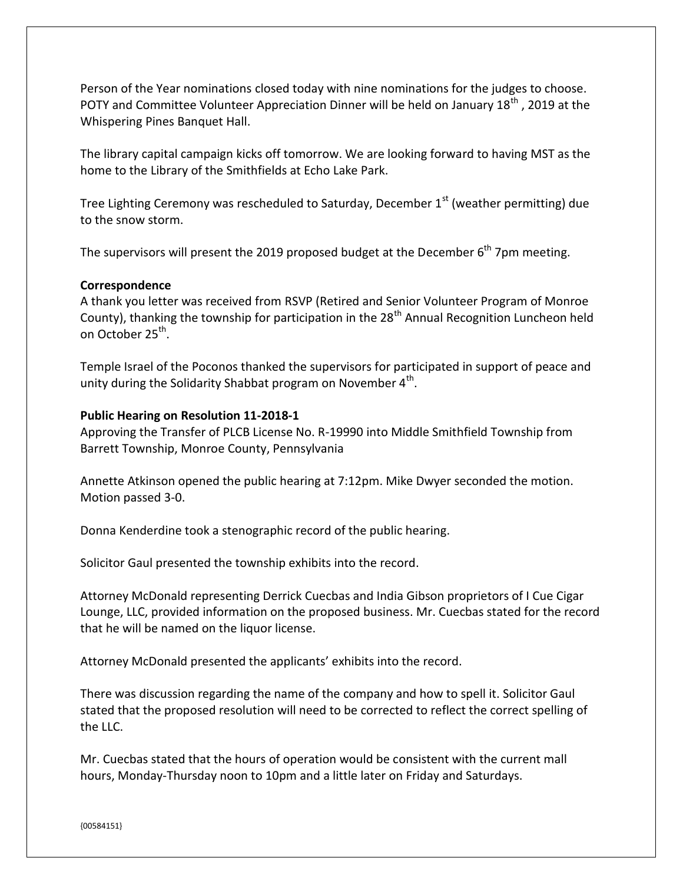Person of the Year nominations closed today with nine nominations for the judges to choose. POTY and Committee Volunteer Appreciation Dinner will be held on January 18th, 2019 at the Whispering Pines Banquet Hall.

The library capital campaign kicks off tomorrow. We are looking forward to having MST as the home to the Library of the Smithfields at Echo Lake Park.

Tree Lighting Ceremony was rescheduled to Saturday, December 1st (weather permitting) due to the snow storm.

The supervisors will present the 2019 proposed budget at the December 6th 7pm meeting.

**Correspondence**

A thank you letter was received from RSVP (Retired and Senior Volunteer Program of Monroe County), thanking the township for participation in the 28th Annual Recognition Luncheon held on October 25th.

Temple Israel of the Poconos thanked the supervisors for participated in support of peace and unity during the Solidarity Shabbat program on November 4th.

**Public Hearing on Resolution 11-2018-1**

Approving the Transfer of PLCB License No. R-19990 into Middle Smithfield Township from Barrett Township, Monroe County, Pennsylvania

Annette Atkinson opened the public hearing at 7:12pm. Mike Dwyer seconded the motion. Motion passed 3-0.

Donna Kenderdine took a stenographic record of the public hearing.

Solicitor Gaul presented the township exhibits into the record.

Attorney McDonald representing Derrick Cuecbas and India Gibson proprietors of I Cue Cigar Lounge, LLC, provided information on the proposed business. Mr. Cuecbas stated for the record that he will be named on the liquor license.

Attorney McDonald presented the applicants' exhibits into the record.

There was discussion regarding the name of the company and how to spell it. Solicitor Gaul stated that the proposed resolution will need to be corrected to reflect the correct spelling of the LLC.

Mr. Cuecbas stated that the hours of operation would be consistent with the current mall hours, Monday-Thursday noon to 10pm and a little later on Friday and Saturdays.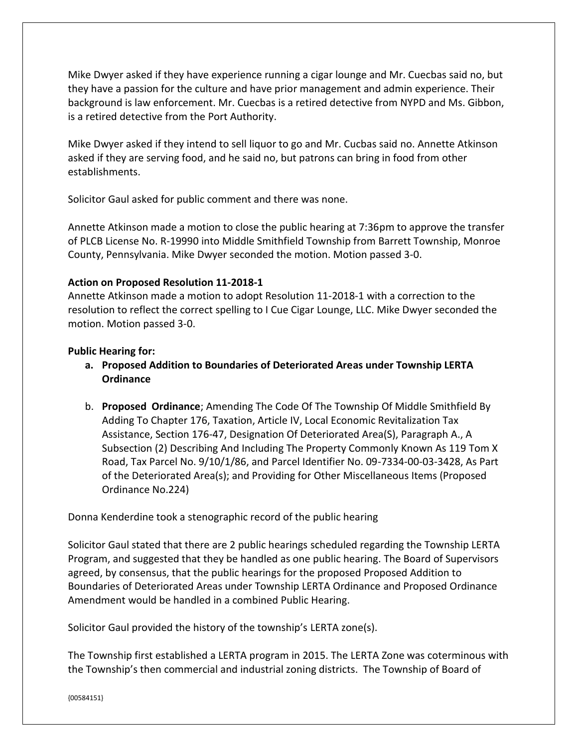Mike Dwyer asked if they have experience running a cigar lounge and Mr. Cuecbas said no, but they have a passion for the culture and have prior management and admin experience. Their background is law enforcement. Mr. Cuecbas is a retired detective from NYPD and Ms. Gibbon, is a retired detective from the Port Authority.

Mike Dwyer asked if they intend to sell liquor to go and Mr. Cucbas said no. Annette Atkinson asked if they are serving food, and he said no, but patrons can bring in food from other establishments.

Solicitor Gaul asked for public comment and there was none.

Annette Atkinson made a motion to close the public hearing at 7:36pm to approve the transfer of PLCB License No. R-19990 into Middle Smithfield Township from Barrett Township, Monroe County, Pennsylvania. Mike Dwyer seconded the motion. Motion passed 3-0.

**Action on Proposed Resolution 11-2018-1**

Annette Atkinson made a motion to adopt Resolution 11-2018-1 with a correction to the resolution to reflect the correct spelling to I Cue Cigar Lounge, LLC. Mike Dwyer seconded the motion. Motion passed 3-0.

**Public Hearing for:**

a. **Proposed Addition to Boundaries of Deteriorated Areas under Township LERTA Ordinance**

b. **Proposed Ordinance**; Amending The Code Of The Township Of Middle Smithfield By Adding To Chapter 176, Taxation, Article IV, Local Economic Revitalization Tax Assistance, Section 176-47, Designation Of Deteriorated Area(S), Paragraph A., A Subsection (2) Describing And Including The Property Commonly Known As 119 Tom X Road, Tax Parcel No. 9/10/1/86, and Parcel Identifier No. 09-7334-00-03-3428, As Part of the Deteriorated Area(s); and Providing for Other Miscellaneous Items (Proposed Ordinance No.224)

Donna Kenderdine took a stenographic record of the public hearing

Solicitor Gaul stated that there are 2 public hearings scheduled regarding the Township LERTA Program, and suggested that they be handled as one public hearing. The Board of Supervisors agreed, by consensus, that the public hearings for the proposed Proposed Addition to Boundaries of Deteriorated Areas under Township LERTA Ordinance and Proposed Ordinance Amendment would be handled in a combined Public Hearing.

Solicitor Gaul provided the history of the township's LERTA zone(s).

The Township first established a LERTA program in 2015. The LERTA Zone was coterminous with the Township's then commercial and industrial zoning districts. The Township of Board of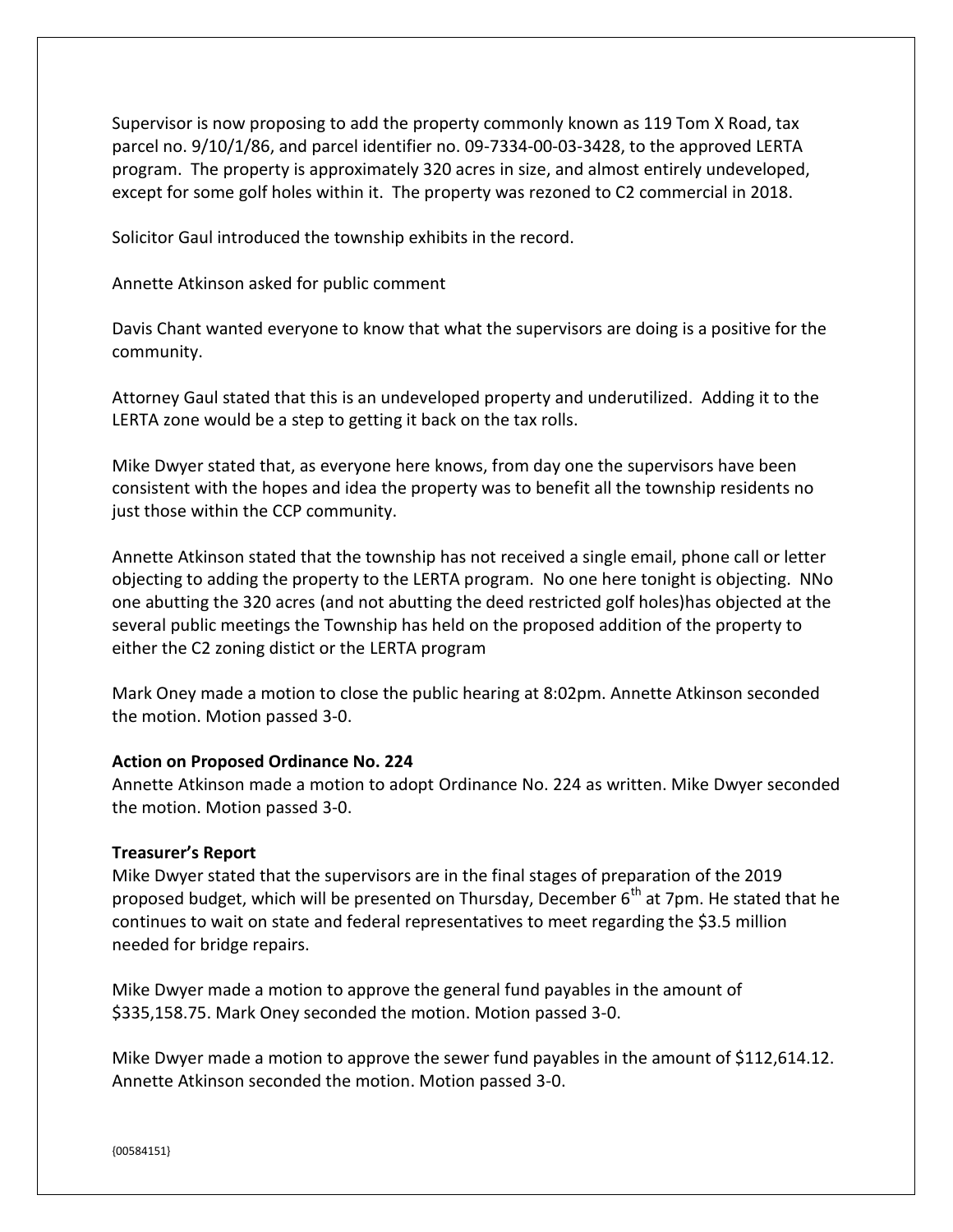Supervisor is now proposing to add the property commonly known as 119 Tom X Road, tax parcel no. 9/10/1/86, and parcel identifier no. 09-7334-00-03-3428, to the approved LERTA program. The property is approximately 320 acres in size, and almost entirely undeveloped, except for some golf holes within it. The property was rezoned to C2 commercial in 2018.

Solicitor Gaul introduced the township exhibits in the record.

Annette Atkinson asked for public comment

Davis Chant wanted everyone to know that what the supervisors are doing is a positive for the community.

Attorney Gaul stated that this is an undeveloped property and underutilized. Adding it to the LERTA zone would be a step to getting it back on the tax rolls.

Mike Dwyer stated that, as everyone here knows, from day one the supervisors have been consistent with the hopes and idea the property was to benefit all the township residents no just those within the CCP community.

Annette Atkinson stated that the township has not received a single email, phone call or letter objecting to adding the property to the LERTA program. No one here tonight is objecting. NNo one abutting the 320 acres (and not abutting the deed restricted golf holes)has objected at the several public meetings the Township has held on the proposed addition of the property to either the C2 zoning distict or the LERTA program

Mark Oney made a motion to close the public hearing at 8:02pm. Annette Atkinson seconded the motion. Motion passed 3-0.

**Action on Proposed Ordinance No. 224**
Annette Atkinson made a motion to adopt Ordinance No. 224 as written. Mike Dwyer seconded the motion. Motion passed 3-0.

**Treasurer's Report**
Mike Dwyer stated that the supervisors are in the final stages of preparation of the 2019 proposed budget, which will be presented on Thursday, December 6th at 7pm. He stated that he continues to wait on state and federal representatives to meet regarding the $3.5 million needed for bridge repairs.

Mike Dwyer made a motion to approve the general fund payables in the amount of $335,158.75. Mark Oney seconded the motion. Motion passed 3-0.

Mike Dwyer made a motion to approve the sewer fund payables in the amount of $112,614.12. Annette Atkinson seconded the motion. Motion passed 3-0.

{00584151}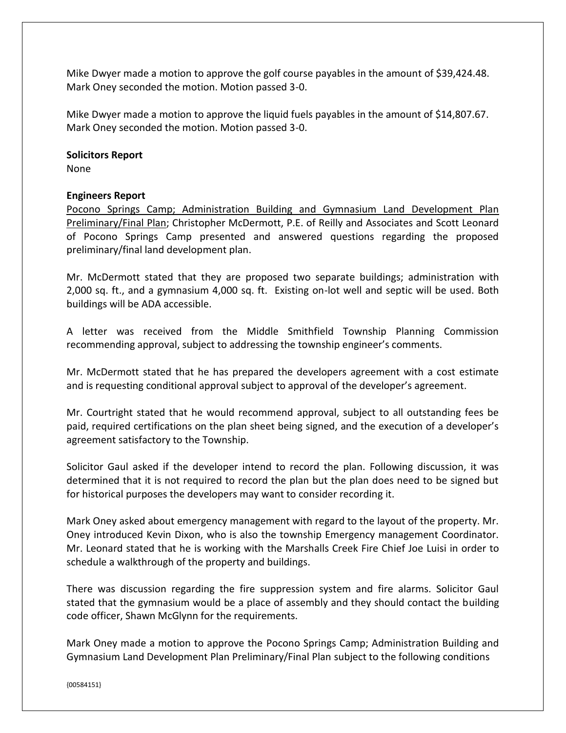Mike Dwyer made a motion to approve the golf course payables in the amount of $39,424.48. Mark Oney seconded the motion. Motion passed 3-0.

Mike Dwyer made a motion to approve the liquid fuels payables in the amount of $14,807.67. Mark Oney seconded the motion. Motion passed 3-0.

**Solicitors Report**
None

**Engineers Report**
Pocono Springs Camp; Administration Building and Gymnasium Land Development Plan Preliminary/Final Plan; Christopher McDermott, P.E. of Reilly and Associates and Scott Leonard of Pocono Springs Camp presented and answered questions regarding the proposed preliminary/final land development plan.

Mr. McDermott stated that they are proposed two separate buildings; administration with 2,000 sq. ft., and a gymnasium 4,000 sq. ft. Existing on-lot well and septic will be used. Both buildings will be ADA accessible.

A letter was received from the Middle Smithfield Township Planning Commission recommending approval, subject to addressing the township engineer's comments.

Mr. McDermott stated that he has prepared the developers agreement with a cost estimate and is requesting conditional approval subject to approval of the developer's agreement.

Mr. Courtright stated that he would recommend approval, subject to all outstanding fees be paid, required certifications on the plan sheet being signed, and the execution of a developer's agreement satisfactory to the Township.

Solicitor Gaul asked if the developer intend to record the plan. Following discussion, it was determined that it is not required to record the plan but the plan does need to be signed but for historical purposes the developers may want to consider recording it.

Mark Oney asked about emergency management with regard to the layout of the property. Mr. Oney introduced Kevin Dixon, who is also the township Emergency management Coordinator. Mr. Leonard stated that he is working with the Marshalls Creek Fire Chief Joe Luisi in order to schedule a walkthrough of the property and buildings.

There was discussion regarding the fire suppression system and fire alarms. Solicitor Gaul stated that the gymnasium would be a place of assembly and they should contact the building code officer, Shawn McGlynn for the requirements.

Mark Oney made a motion to approve the Pocono Springs Camp; Administration Building and Gymnasium Land Development Plan Preliminary/Final Plan subject to the following conditions

{00584151}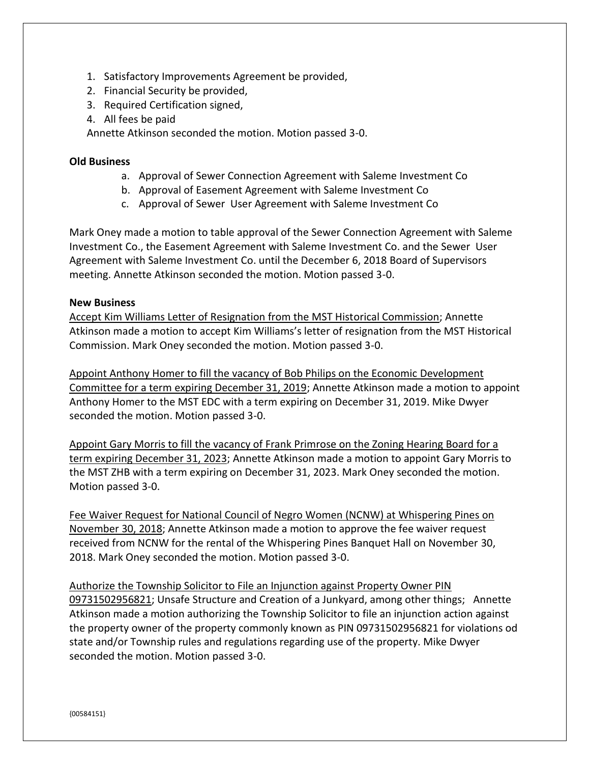1. Satisfactory Improvements Agreement be provided,
2. Financial Security be provided,
3. Required Certification signed,
4. All fees be paid

Annette Atkinson seconded the motion. Motion passed 3-0.

**Old Business**

a. Approval of Sewer Connection Agreement with Saleme Investment Co
b. Approval of Easement Agreement with Saleme Investment Co
c. Approval of Sewer User Agreement with Saleme Investment Co

Mark Oney made a motion to table approval of the Sewer Connection Agreement with Saleme Investment Co., the Easement Agreement with Saleme Investment Co. and the Sewer User Agreement with Saleme Investment Co. until the December 6, 2018 Board of Supervisors meeting. Annette Atkinson seconded the motion. Motion passed 3-0.

**New Business**

Accept Kim Williams Letter of Resignation from the MST Historical Commission; Annette Atkinson made a motion to accept Kim Williams's letter of resignation from the MST Historical Commission. Mark Oney seconded the motion. Motion passed 3-0.

Appoint Anthony Homer to fill the vacancy of Bob Philips on the Economic Development Committee for a term expiring December 31, 2019; Annette Atkinson made a motion to appoint Anthony Homer to the MST EDC with a term expiring on December 31, 2019. Mike Dwyer seconded the motion. Motion passed 3-0.

Appoint Gary Morris to fill the vacancy of Frank Primrose on the Zoning Hearing Board for a term expiring December 31, 2023; Annette Atkinson made a motion to appoint Gary Morris to the MST ZHB with a term expiring on December 31, 2023. Mark Oney seconded the motion. Motion passed 3-0.

Fee Waiver Request for National Council of Negro Women (NCNW) at Whispering Pines on November 30, 2018; Annette Atkinson made a motion to approve the fee waiver request received from NCNW for the rental of the Whispering Pines Banquet Hall on November 30, 2018. Mark Oney seconded the motion. Motion passed 3-0.

Authorize the Township Solicitor to File an Injunction against Property Owner PIN 09731502956821; Unsafe Structure and Creation of a Junkyard, among other things; Annette Atkinson made a motion authorizing the Township Solicitor to file an injunction action against the property owner of the property commonly known as PIN 09731502956821 for violations od state and/or Township rules and regulations regarding use of the property. Mike Dwyer seconded the motion. Motion passed 3-0.

{00584151}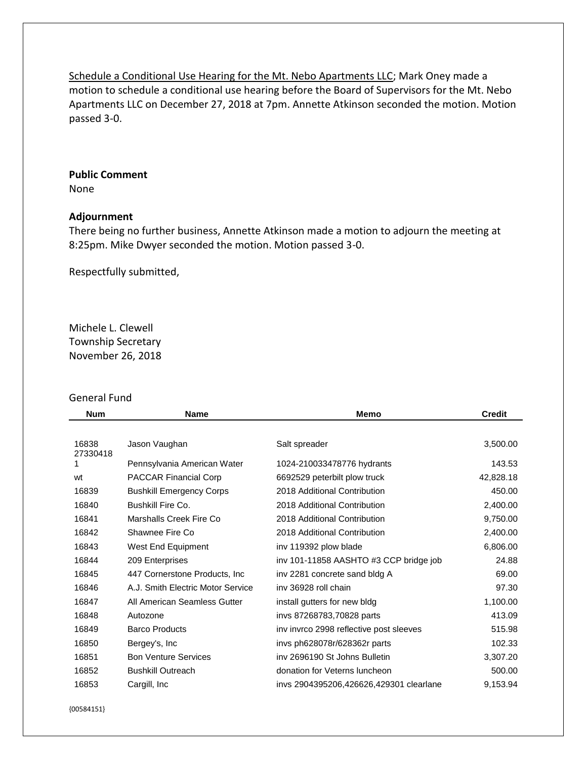Schedule a Conditional Use Hearing for the Mt. Nebo Apartments LLC; Mark Oney made a motion to schedule a conditional use hearing before the Board of Supervisors for the Mt. Nebo Apartments LLC on December 27, 2018 at 7pm. Annette Atkinson seconded the motion. Motion passed 3-0.

**Public Comment**
None

**Adjournment**
There being no further business, Annette Atkinson made a motion to adjourn the meeting at 8:25pm. Mike Dwyer seconded the motion. Motion passed 3-0.

Respectfully submitted,

Michele L. Clewell
Township Secretary
November 26, 2018

General Fund

| Num | Name | Memo | Credit |
|---|---|---|---|
| 16838 | Jason Vaughan | Salt spreader | 3,500.00 |
| 273304181 | Pennsylvania American Water | 1024-210033478776 hydrants | 143.53 |
| wt | PACCAR Financial Corp | 6692529 peterbilt plow truck | 42,828.18 |
| 16839 | Bushkill Emergency Corps | 2018 Additional Contribution | 450.00 |
| 16840 | Bushkill Fire Co. | 2018 Additional Contribution | 2,400.00 |
| 16841 | Marshalls Creek Fire Co | 2018 Additional Contribution | 9,750.00 |
| 16842 | Shawnee Fire Co | 2018 Additional Contribution | 2,400.00 |
| 16843 | West End Equipment | inv 119392 plow blade | 6,806.00 |
| 16844 | 209 Enterprises | inv 101-11858 AASHTO #3 CCP bridge job | 24.88 |
| 16845 | 447 Cornerstone Products, Inc | inv 2281 concrete sand bldg A | 69.00 |
| 16846 | A.J. Smith Electric Motor Service | inv 36928 roll chain | 97.30 |
| 16847 | All American Seamless Gutter | install gutters for new bldg | 1,100.00 |
| 16848 | Autozone | invs 87268783,70828 parts | 413.09 |
| 16849 | Barco Products | inv invrco 2998 reflective post sleeves | 515.98 |
| 16850 | Bergey's, Inc | invs ph628078r/628362r parts | 102.33 |
| 16851 | Bon Venture Services | inv 2696190 St Johns Bulletin | 3,307.20 |
| 16852 | Bushkill Outreach | donation for Veterns luncheon | 500.00 |
| 16853 | Cargill, Inc | invs 2904395206,426626,429301 clearlane | 9,153.94 |

{00584151}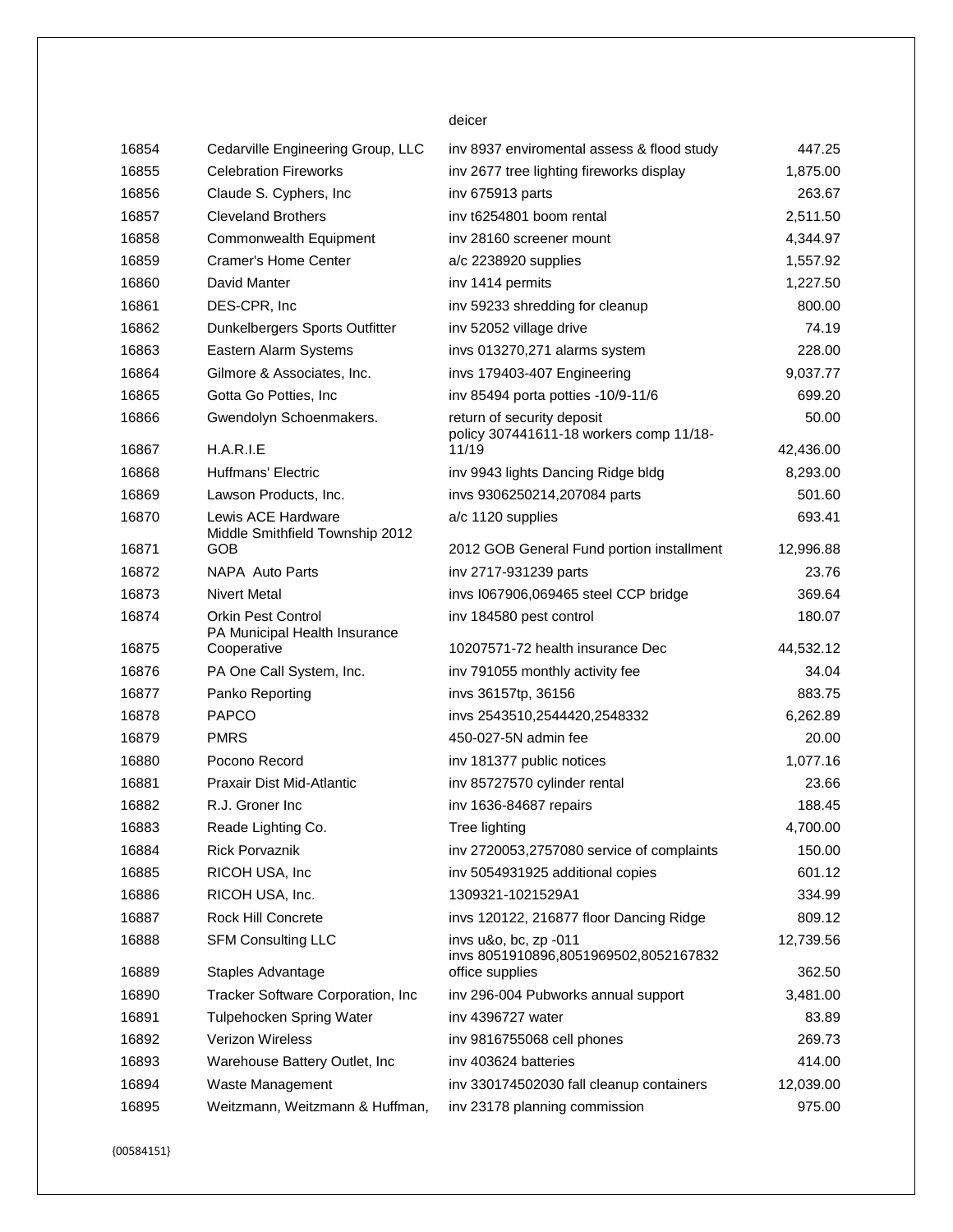| | | deicer | |
|---|---|---|---|
| 16854 | Cedarville Engineering Group, LLC | inv 8937 enviromental assess & flood study | 447.25 |
| 16855 | Celebration Fireworks | inv 2677 tree lighting fireworks display | 1,875.00 |
| 16856 | Claude S. Cyphers, Inc | inv 675913 parts | 263.67 |
| 16857 | Cleveland Brothers | inv t6254801 boom rental | 2,511.50 |
| 16858 | Commonwealth Equipment | inv 28160 screener mount | 4,344.97 |
| 16859 | Cramer's Home Center | a/c 2238920 supplies | 1,557.92 |
| 16860 | David Manter | inv 1414 permits | 1,227.50 |
| 16861 | DES-CPR, Inc | inv 59233 shredding for cleanup | 800.00 |
| 16862 | Dunkelbergers Sports Outfitter | inv 52052 village drive | 74.19 |
| 16863 | Eastern Alarm Systems | invs 013270,271 alarms system | 228.00 |
| 16864 | Gilmore & Associates, Inc. | invs 179403-407 Engineering | 9,037.77 |
| 16865 | Gotta Go Potties, Inc | inv 85494 porta potties -10/9-11/6 | 699.20 |
| 16866 | Gwendolyn Schoenmakers. | return of security deposit | 50.00 |
| 16867 | H.A.R.I.E | policy 307441611-18 workers comp 11/18-11/19 | 42,436.00 |
| 16868 | Huffmans' Electric | inv 9943 lights Dancing Ridge bldg | 8,293.00 |
| 16869 | Lawson Products, Inc. | invs 9306250214,207084 parts | 501.60 |
| 16870 | Lewis ACE Hardware | a/c 1120 supplies | 693.41 |
| 16871 | Middle Smithfield Township 2012 GOB | 2012 GOB General Fund portion installment | 12,996.88 |
| 16872 | NAPA Auto Parts | inv 2717-931239 parts | 23.76 |
| 16873 | Nivert Metal | invs I067906,069465 steel CCP bridge | 369.64 |
| 16874 | Orkin Pest Control | inv 184580 pest control | 180.07 |
| 16875 | PA Municipal Health Insurance Cooperative | 10207571-72 health insurance Dec | 44,532.12 |
| 16876 | PA One Call System, Inc. | inv 791055 monthly activity fee | 34.04 |
| 16877 | Panko Reporting | invs 36157tp, 36156 | 883.75 |
| 16878 | PAPCO | invs 2543510,2544420,2548332 | 6,262.89 |
| 16879 | PMRS | 450-027-5N admin fee | 20.00 |
| 16880 | Pocono Record | inv 181377 public notices | 1,077.16 |
| 16881 | Praxair Dist Mid-Atlantic | inv 85727570 cylinder rental | 23.66 |
| 16882 | R.J. Groner Inc | inv 1636-84687 repairs | 188.45 |
| 16883 | Reade Lighting Co. | Tree lighting | 4,700.00 |
| 16884 | Rick Porvaznik | inv 2720053,2757080 service of complaints | 150.00 |
| 16885 | RICOH USA, Inc | inv 5054931925 additional copies | 601.12 |
| 16886 | RICOH USA, Inc. | 1309321-1021529A1 | 334.99 |
| 16887 | Rock Hill Concrete | invs 120122, 216877 floor Dancing Ridge | 809.12 |
| 16888 | SFM Consulting LLC | invs u&o, bc, zp -011 | 12,739.56 |
| 16889 | Staples Advantage | invs 8051910896,8051969502,8052167832 office supplies | 362.50 |
| 16890 | Tracker Software Corporation, Inc | inv 296-004 Pubworks annual support | 3,481.00 |
| 16891 | Tulpehocken Spring Water | inv 4396727 water | 83.89 |
| 16892 | Verizon Wireless | inv 9816755068 cell phones | 269.73 |
| 16893 | Warehouse Battery Outlet, Inc | inv 403624 batteries | 414.00 |
| 16894 | Waste Management | inv 330174502030 fall cleanup containers | 12,039.00 |
| 16895 | Weitzmann, Weitzmann & Huffman, | inv 23178 planning commission | 975.00 |

{00584151}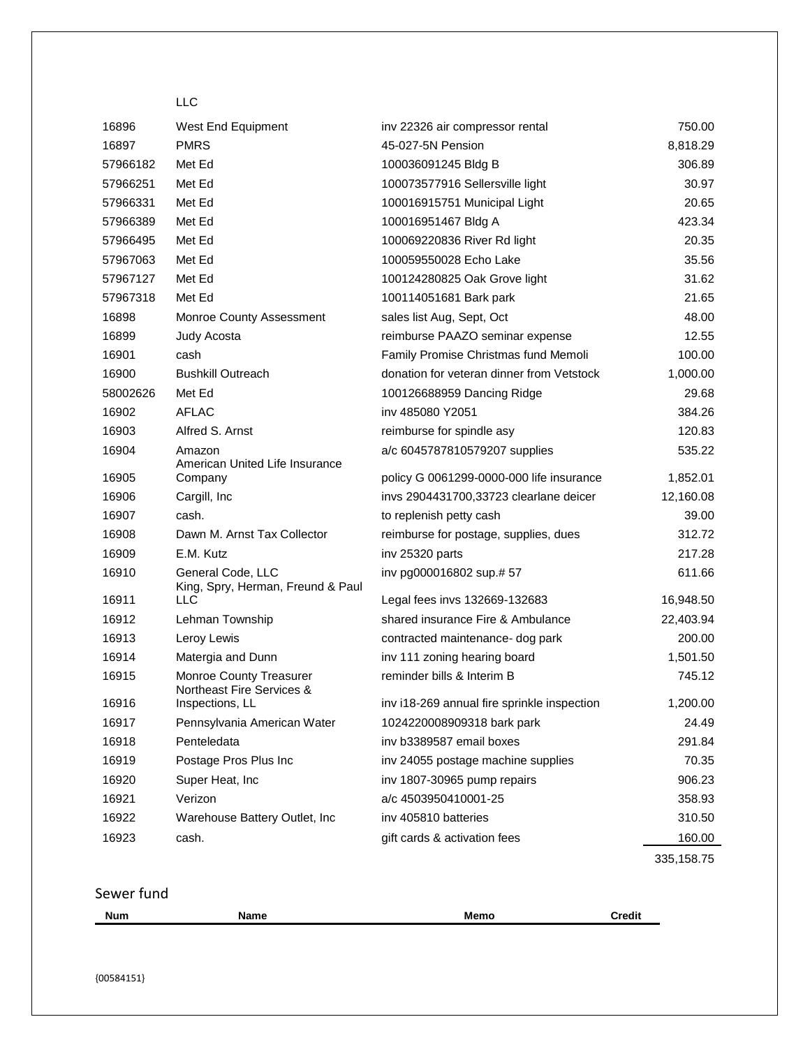| | LLC | | |
|---|---|---|---|
| 16896 | West End Equipment | inv 22326 air compressor rental | 750.00 |
| 16897 | PMRS | 45-027-5N Pension | 8,818.29 |
| 57966182 | Met Ed | 100036091245 Bldg B | 306.89 |
| 57966251 | Met Ed | 100073577916 Sellersville light | 30.97 |
| 57966331 | Met Ed | 100016915751 Municipal Light | 20.65 |
| 57966389 | Met Ed | 100016951467 Bldg A | 423.34 |
| 57966495 | Met Ed | 100069220836 River Rd light | 20.35 |
| 57967063 | Met Ed | 100059550028 Echo Lake | 35.56 |
| 57967127 | Met Ed | 100124280825 Oak Grove light | 31.62 |
| 57967318 | Met Ed | 100114051681 Bark park | 21.65 |
| 16898 | Monroe County Assessment | sales list Aug, Sept, Oct | 48.00 |
| 16899 | Judy Acosta | reimburse PAAZO seminar expense | 12.55 |
| 16901 | cash | Family Promise Christmas fund Memoli | 100.00 |
| 16900 | Bushkill Outreach | donation for veteran dinner from Vetstock | 1,000.00 |
| 58002626 | Met Ed | 100126688959 Dancing Ridge | 29.68 |
| 16902 | AFLAC | inv 485080 Y2051 | 384.26 |
| 16903 | Alfred S. Arnst | reimburse for spindle asy | 120.83 |
| 16904 | Amazon | a/c 6045787810579207 supplies | 535.22 |
| 16905 | American United Life Insurance Company | policy G 0061299-0000-000 life insurance | 1,852.01 |
| 16906 | Cargill, Inc | invs 2904431700,33723 clearlane deicer | 12,160.08 |
| 16907 | cash. | to replenish petty cash | 39.00 |
| 16908 | Dawn M. Arnst Tax Collector | reimburse for postage, supplies, dues | 312.72 |
| 16909 | E.M. Kutz | inv 25320 parts | 217.28 |
| 16910 | General Code, LLC | inv pg000016802 sup.# 57 | 611.66 |
| 16911 | King, Spry, Herman, Freund & Paul LLC | Legal fees invs 132669-132683 | 16,948.50 |
| 16912 | Lehman Township | shared insurance Fire & Ambulance | 22,403.94 |
| 16913 | Leroy Lewis | contracted maintenance- dog park | 200.00 |
| 16914 | Matergia and Dunn | inv 111 zoning hearing board | 1,501.50 |
| 16915 | Monroe County Treasurer | reminder bills & Interim B | 745.12 |
| 16916 | Northeast Fire Services & Inspections, LL | inv i18-269 annual fire sprinkle inspection | 1,200.00 |
| 16917 | Pennsylvania American Water | 1024220008909318 bark park | 24.49 |
| 16918 | Penteledata | inv b3389587 email boxes | 291.84 |
| 16919 | Postage Pros Plus Inc | inv 24055 postage machine supplies | 70.35 |
| 16920 | Super Heat, Inc | inv 1807-30965 pump repairs | 906.23 |
| 16921 | Verizon | a/c 4503950410001-25 | 358.93 |
| 16922 | Warehouse Battery Outlet, Inc | inv 405810 batteries | 310.50 |
| 16923 | cash. | gift cards & activation fees | 160.00 |
| | | | 335,158.75 |

Sewer fund

| Num | Name | Memo | Credit |
|---|---|---|---|

{00584151}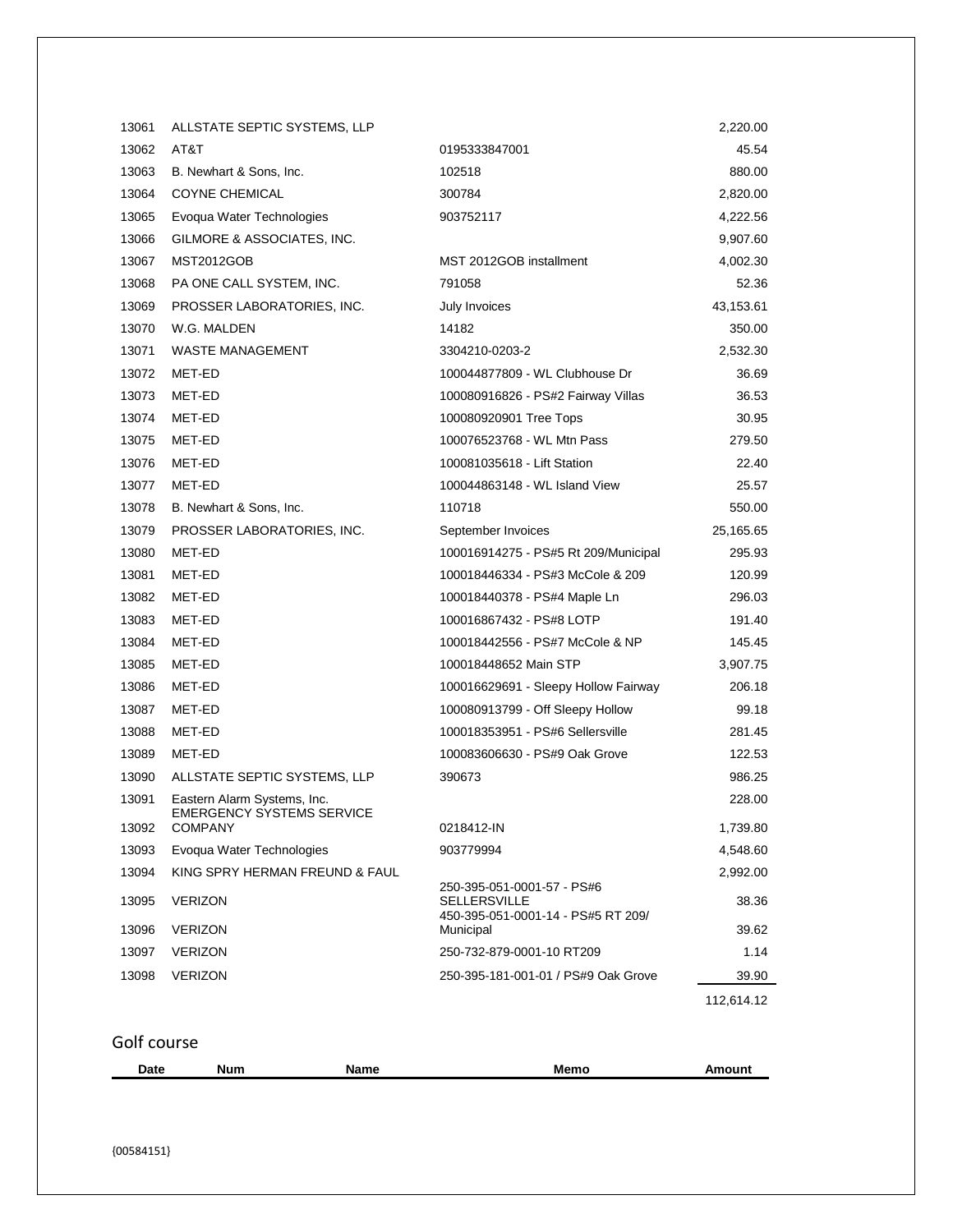| | | | |
|---|---|---|---|
| 13061 | ALLSTATE SEPTIC SYSTEMS, LLP | | 2,220.00 |
| 13062 | AT&T | 0195333847001 | 45.54 |
| 13063 | B. Newhart & Sons, Inc. | 102518 | 880.00 |
| 13064 | COYNE CHEMICAL | 300784 | 2,820.00 |
| 13065 | Evoqua Water Technologies | 903752117 | 4,222.56 |
| 13066 | GILMORE & ASSOCIATES, INC. | | 9,907.60 |
| 13067 | MST2012GOB | MST 2012GOB installment | 4,002.30 |
| 13068 | PA ONE CALL SYSTEM, INC. | 791058 | 52.36 |
| 13069 | PROSSER LABORATORIES, INC. | July Invoices | 43,153.61 |
| 13070 | W.G. MALDEN | 14182 | 350.00 |
| 13071 | WASTE MANAGEMENT | 3304210-0203-2 | 2,532.30 |
| 13072 | MET-ED | 100044877809 - WL Clubhouse Dr | 36.69 |
| 13073 | MET-ED | 100080916826 - PS#2 Fairway Villas | 36.53 |
| 13074 | MET-ED | 100080920901 Tree Tops | 30.95 |
| 13075 | MET-ED | 100076523768 - WL Mtn Pass | 279.50 |
| 13076 | MET-ED | 100081035618 - Lift Station | 22.40 |
| 13077 | MET-ED | 100044863148 - WL Island View | 25.57 |
| 13078 | B. Newhart & Sons, Inc. | 110718 | 550.00 |
| 13079 | PROSSER LABORATORIES, INC. | September Invoices | 25,165.65 |
| 13080 | MET-ED | 100016914275 - PS#5 Rt 209/Municipal | 295.93 |
| 13081 | MET-ED | 100018446334 - PS#3 McCole & 209 | 120.99 |
| 13082 | MET-ED | 100018440378 - PS#4 Maple Ln | 296.03 |
| 13083 | MET-ED | 100016867432 - PS#8 LOTP | 191.40 |
| 13084 | MET-ED | 100018442556 - PS#7 McCole & NP | 145.45 |
| 13085 | MET-ED | 100018448652 Main STP | 3,907.75 |
| 13086 | MET-ED | 100016629691 - Sleepy Hollow Fairway | 206.18 |
| 13087 | MET-ED | 100080913799 - Off Sleepy Hollow | 99.18 |
| 13088 | MET-ED | 100018353951 - PS#6 Sellersville | 281.45 |
| 13089 | MET-ED | 100083606630 - PS#9 Oak Grove | 122.53 |
| 13090 | ALLSTATE SEPTIC SYSTEMS, LLP | 390673 | 986.25 |
| 13091 | Eastern Alarm Systems, Inc. | | 228.00 |
| 13092 | EMERGENCY SYSTEMS SERVICE COMPANY | 0218412-IN | 1,739.80 |
| 13093 | Evoqua Water Technologies | 903779994 | 4,548.60 |
| 13094 | KING SPRY HERMAN FREUND & FAUL | | 2,992.00 |
| 13095 | VERIZON | 250-395-051-0001-57 - PS#6 SELLERSVILLE | 38.36 |
| 13096 | VERIZON | 450-395-051-0001-14 - PS#5 RT 209/ Municipal | 39.62 |
| 13097 | VERIZON | 250-732-879-0001-10 RT209 | 1.14 |
| 13098 | VERIZON | 250-395-181-001-01 / PS#9 Oak Grove | 39.90 |
| | | | 112,614.12 |

## Golf course

| Date | Num | Name | Memo | Amount |
|---|---|---|---|---|

{00584151}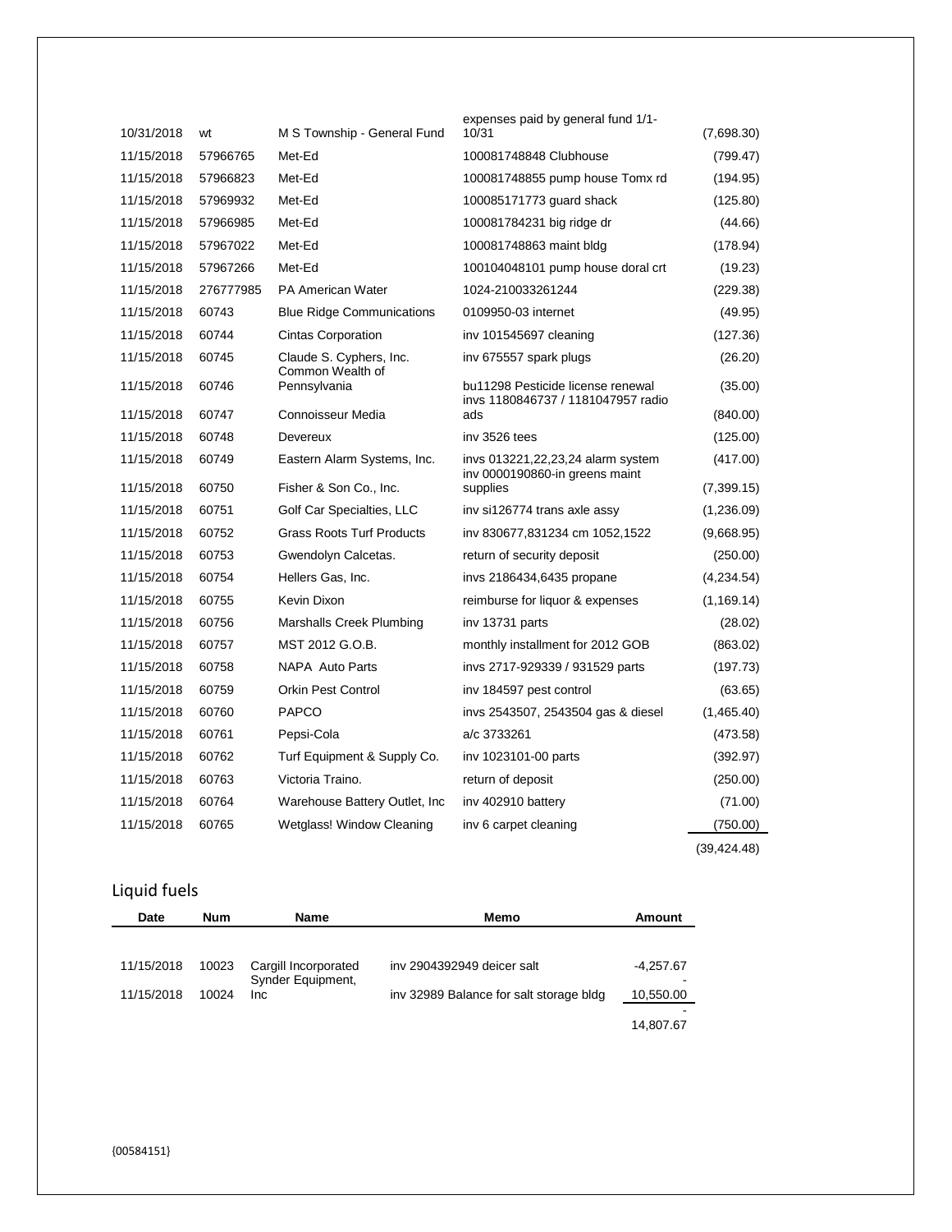| | | | | |
|---|---|---|---|---|
| 10/31/2018 | wt | M S Township - General Fund | expenses paid by general fund 1/1-10/31 | (7,698.30) |
| 11/15/2018 | 57966765 | Met-Ed | 100081748848 Clubhouse | (799.47) |
| 11/15/2018 | 57966823 | Met-Ed | 100081748855 pump house Tomx rd | (194.95) |
| 11/15/2018 | 57969932 | Met-Ed | 100085171773 guard shack | (125.80) |
| 11/15/2018 | 57966985 | Met-Ed | 100081784231 big ridge dr | (44.66) |
| 11/15/2018 | 57967022 | Met-Ed | 100081748863 maint bldg | (178.94) |
| 11/15/2018 | 57967266 | Met-Ed | 100104048101 pump house doral crt | (19.23) |
| 11/15/2018 | 276777985 | PA American Water | 1024-210033261244 | (229.38) |
| 11/15/2018 | 60743 | Blue Ridge Communications | 0109950-03 internet | (49.95) |
| 11/15/2018 | 60744 | Cintas Corporation | inv 101545697 cleaning | (127.36) |
| 11/15/2018 | 60745 | Claude S. Cyphers, Inc. | inv 675557 spark plugs | (26.20) |
| 11/15/2018 | 60746 | Common Wealth of Pennsylvania | bu11298 Pesticide license renewal | (35.00) |
| 11/15/2018 | 60747 | Connoisseur Media | invs 1180846737 / 1181047957 radio ads | (840.00) |
| 11/15/2018 | 60748 | Devereux | inv 3526 tees | (125.00) |
| 11/15/2018 | 60749 | Eastern Alarm Systems, Inc. | invs 013221,22,23,24 alarm system | (417.00) |
| 11/15/2018 | 60750 | Fisher & Son Co., Inc. | inv 0000190860-in greens maint supplies | (7,399.15) |
| 11/15/2018 | 60751 | Golf Car Specialties, LLC | inv si126774 trans axle assy | (1,236.09) |
| 11/15/2018 | 60752 | Grass Roots Turf Products | inv 830677,831234 cm 1052,1522 | (9,668.95) |
| 11/15/2018 | 60753 | Gwendolyn Calcetas. | return of security deposit | (250.00) |
| 11/15/2018 | 60754 | Hellers Gas, Inc. | invs 2186434,6435 propane | (4,234.54) |
| 11/15/2018 | 60755 | Kevin Dixon | reimburse for liquor & expenses | (1,169.14) |
| 11/15/2018 | 60756 | Marshalls Creek Plumbing | inv 13731 parts | (28.02) |
| 11/15/2018 | 60757 | MST 2012 G.O.B. | monthly installment for 2012 GOB | (863.02) |
| 11/15/2018 | 60758 | NAPA Auto Parts | invs 2717-929339 / 931529 parts | (197.73) |
| 11/15/2018 | 60759 | Orkin Pest Control | inv 184597 pest control | (63.65) |
| 11/15/2018 | 60760 | PAPCO | invs 2543507, 2543504 gas & diesel | (1,465.40) |
| 11/15/2018 | 60761 | Pepsi-Cola | a/c 3733261 | (473.58) |
| 11/15/2018 | 60762 | Turf Equipment & Supply Co. | inv 1023101-00 parts | (392.97) |
| 11/15/2018 | 60763 | Victoria Traino. | return of deposit | (250.00) |
| 11/15/2018 | 60764 | Warehouse Battery Outlet, Inc | inv 402910 battery | (71.00) |
| 11/15/2018 | 60765 | Wetglass! Window Cleaning | inv 6 carpet cleaning | (750.00) |
| | | | | (39,424.48) |

## Liquid fuels

| Date | Num | Name | Memo | Amount |
|---|---|---|---|---|
| 11/15/2018 | 10023 | Cargill Incorporated | inv 2904392949 deicer salt | -4,257.67 |
| 11/15/2018 | 10024 | Synder Equipment, Inc | inv 32989 Balance for salt storage bldg | -10,550.00 |
| | | | | -14,807.67 |

{00584151}